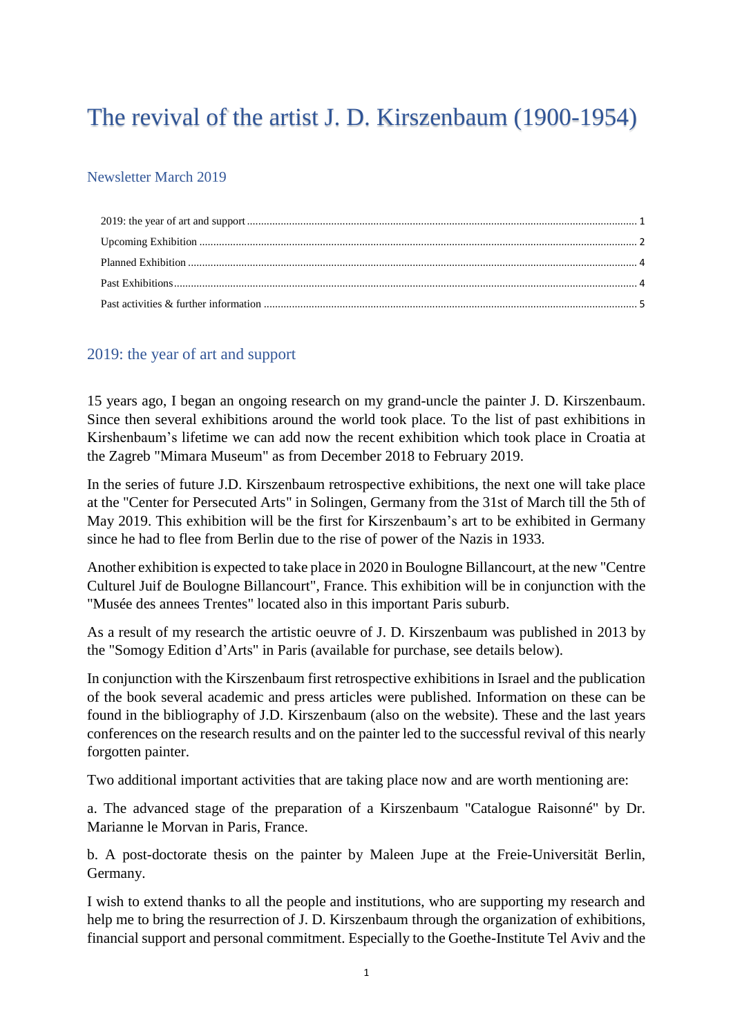# The revival of the artist J. D. Kirszenbaum (1900-1954)

## Newsletter March 2019

2019: the year of art and support ........ 1
Upcoming Exhibition ........ 2
Planned Exhibition ........ 4
Past Exhibitions ........ 4
Past activities & further information ........ 5

## 2019: the year of art and support

15 years ago, I began an ongoing research on my grand-uncle the painter J. D. Kirszenbaum. Since then several exhibitions around the world took place. To the list of past exhibitions in Kirshenbaum's lifetime we can add now the recent exhibition which took place in Croatia at the Zagreb "Mimara Museum" as from December 2018 to February 2019.

In the series of future J.D. Kirszenbaum retrospective exhibitions, the next one will take place at the "Center for Persecuted Arts" in Solingen, Germany from the 31st of March till the 5th of May 2019. This exhibition will be the first for Kirszenbaum's art to be exhibited in Germany since he had to flee from Berlin due to the rise of power of the Nazis in 1933.

Another exhibition is expected to take place in 2020 in Boulogne Billancourt, at the new "Centre Culturel Juif de Boulogne Billancourt", France. This exhibition will be in conjunction with the "Musée des annees Trentes" located also in this important Paris suburb.

As a result of my research the artistic oeuvre of J. D. Kirszenbaum was published in 2013 by the "Somogy Edition d'Arts" in Paris (available for purchase, see details below).

In conjunction with the Kirszenbaum first retrospective exhibitions in Israel and the publication of the book several academic and press articles were published. Information on these can be found in the bibliography of J.D. Kirszenbaum (also on the website). These and the last years conferences on the research results and on the painter led to the successful revival of this nearly forgotten painter.

Two additional important activities that are taking place now and are worth mentioning are:

a. The advanced stage of the preparation of a Kirszenbaum "Catalogue Raisonné" by Dr. Marianne le Morvan in Paris, France.

b. A post-doctorate thesis on the painter by Maleen Jupe at the Freie-Universität Berlin, Germany.

I wish to extend thanks to all the people and institutions, who are supporting my research and help me to bring the resurrection of J. D. Kirszenbaum through the organization of exhibitions, financial support and personal commitment. Especially to the Goethe-Institute Tel Aviv and the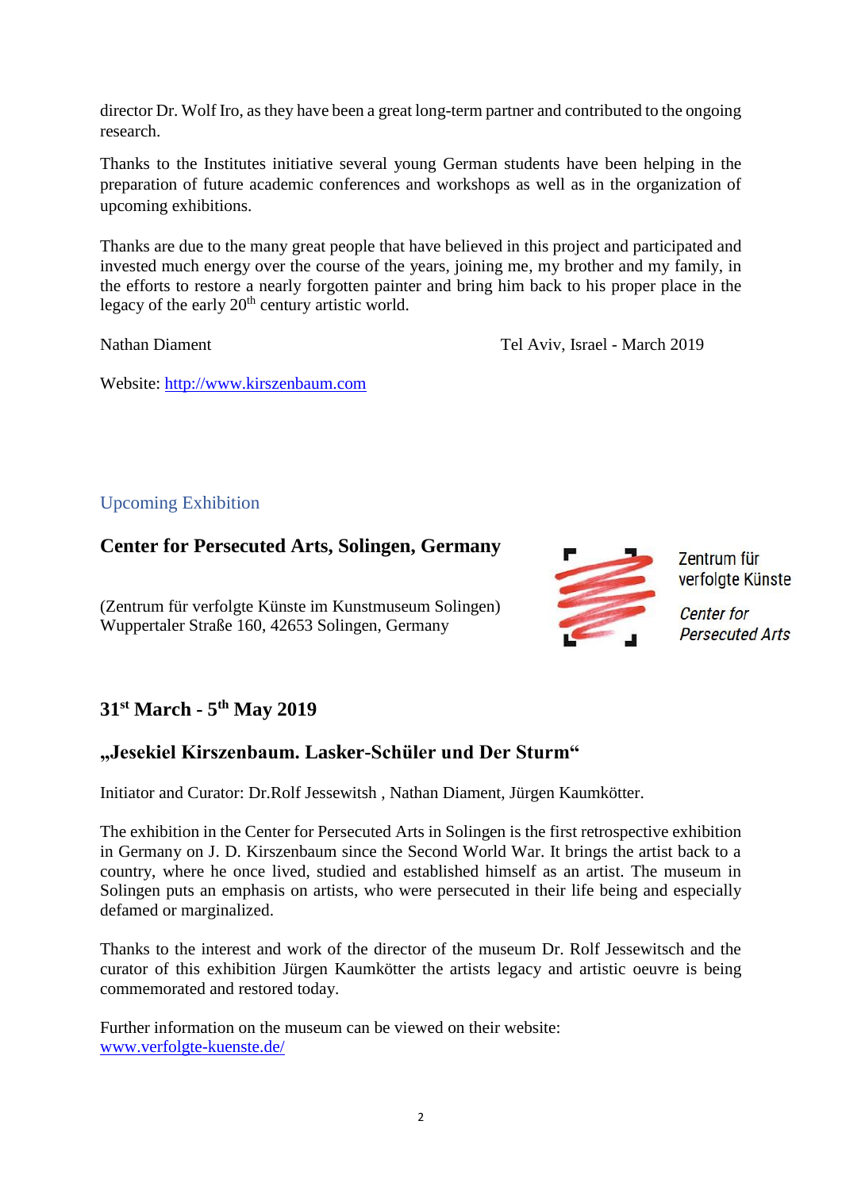director Dr. Wolf Iro, as they have been a great long-term partner and contributed to the ongoing research.

Thanks to the Institutes initiative several young German students have been helping in the preparation of future academic conferences and workshops as well as in the organization of upcoming exhibitions.

Thanks are due to the many great people that have believed in this project and participated and invested much energy over the course of the years, joining me, my brother and my family, in the efforts to restore a nearly forgotten painter and bring him back to his proper place in the legacy of the early 20th century artistic world.

Nathan Diament — Tel Aviv, Israel - March 2019

Website: http://www.kirszenbaum.com

## Upcoming Exhibition

### Center for Persecuted Arts, Solingen, Germany

(Zentrum für verfolgte Künste im Kunstmuseum Solingen)
Wuppertaler Straße 160, 42653 Solingen, Germany

Zentrum für verfolgte Künste

*Center for Persecuted Arts*

### 31st March - 5th May 2019

### „Jesekiel Kirszenbaum. Lasker-Schüler und Der Sturm“

Initiator and Curator: Dr.Rolf Jessewitsh , Nathan Diament, Jürgen Kaumkötter.

The exhibition in the Center for Persecuted Arts in Solingen is the first retrospective exhibition in Germany on J. D. Kirszenbaum since the Second World War. It brings the artist back to a country, where he once lived, studied and established himself as an artist. The museum in Solingen puts an emphasis on artists, who were persecuted in their life being and especially defamed or marginalized.

Thanks to the interest and work of the director of the museum Dr. Rolf Jessewitsch and the curator of this exhibition Jürgen Kaumkötter the artists legacy and artistic oeuvre is being commemorated and restored today.

Further information on the museum can be viewed on their website:
www.verfolgte-kuenste.de/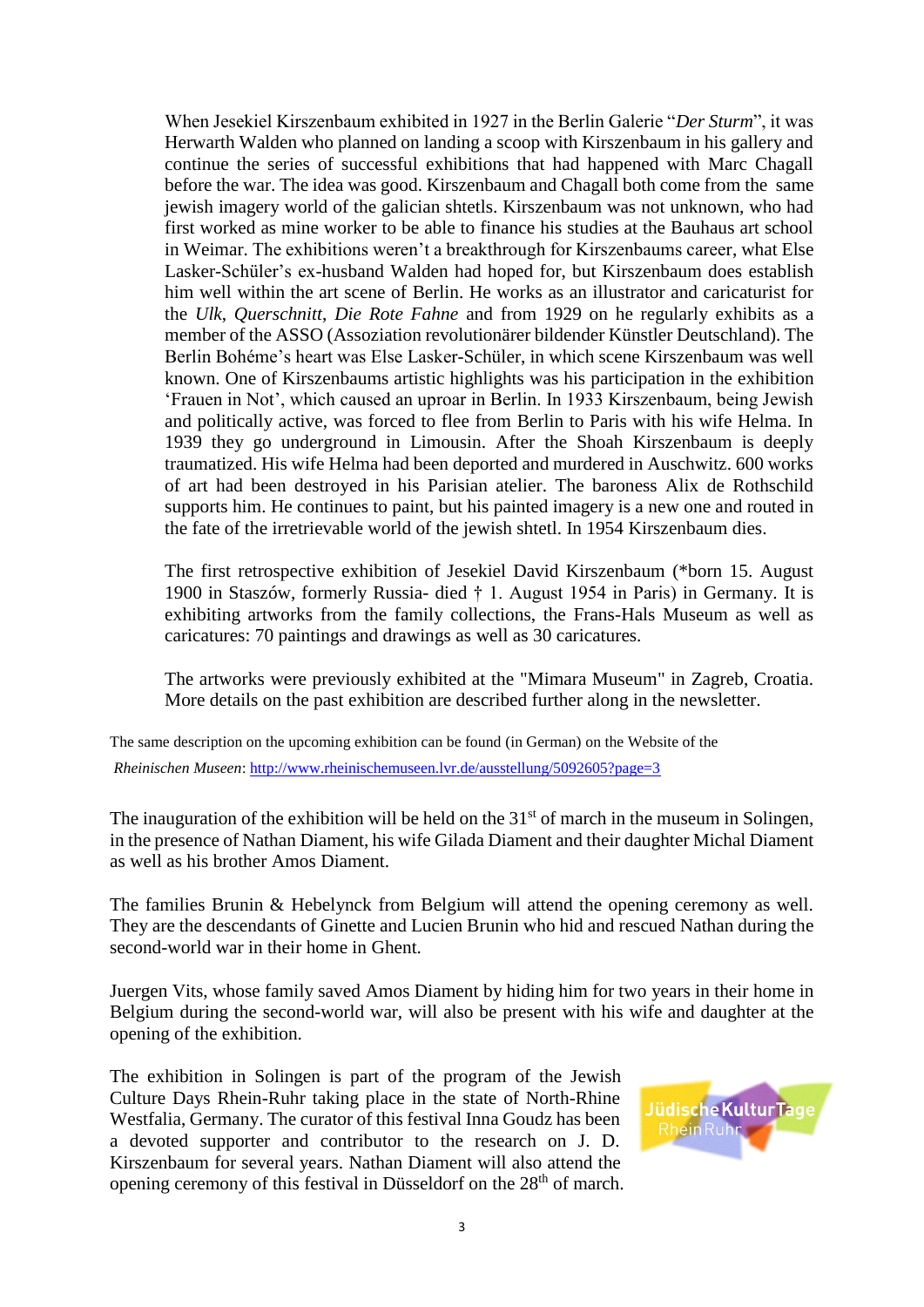When Jesekiel Kirszenbaum exhibited in 1927 in the Berlin Galerie “*Der Sturm*”, it was Herwarth Walden who planned on landing a scoop with Kirszenbaum in his gallery and continue the series of successful exhibitions that had happened with Marc Chagall before the war. The idea was good. Kirszenbaum and Chagall both come from the same jewish imagery world of the galician shtetls. Kirszenbaum was not unknown, who had first worked as mine worker to be able to finance his studies at the Bauhaus art school in Weimar. The exhibitions weren’t a breakthrough for Kirszenbaums career, what Else Lasker-Schüler’s ex-husband Walden had hoped for, but Kirszenbaum does establish him well within the art scene of Berlin. He works as an illustrator and caricaturist for the *Ulk*, *Querschnitt*, *Die Rote Fahne* and from 1929 on he regularly exhibits as a member of the ASSO (Assoziation revolutionärer bildender Künstler Deutschland). The Berlin Bohéme’s heart was Else Lasker-Schüler, in which scene Kirszenbaum was well known. One of Kirszenbaums artistic highlights was his participation in the exhibition ‘Frauen in Not’, which caused an uproar in Berlin. In 1933 Kirszenbaum, being Jewish and politically active, was forced to flee from Berlin to Paris with his wife Helma. In 1939 they go underground in Limousin. After the Shoah Kirszenbaum is deeply traumatized. His wife Helma had been deported and murdered in Auschwitz. 600 works of art had been destroyed in his Parisian atelier. The baroness Alix de Rothschild supports him. He continues to paint, but his painted imagery is a new one and routed in the fate of the irretrievable world of the jewish shtetl. In 1954 Kirszenbaum dies.

The first retrospective exhibition of Jesekiel David Kirszenbaum (*born 15. August 1900 in Staszów, formerly Russia- died † 1. August 1954 in Paris) in Germany. It is exhibiting artworks from the family collections, the Frans-Hals Museum as well as caricatures: 70 paintings and drawings as well as 30 caricatures.

The artworks were previously exhibited at the "Mimara Museum" in Zagreb, Croatia. More details on the past exhibition are described further along in the newsletter.

The same description on the upcoming exhibition can be found (in German) on the Website of the *Rheinischen Museen*: http://www.rheinischemuseen.lvr.de/ausstellung/5092605?page=3

The inauguration of the exhibition will be held on the 31st of march in the museum in Solingen, in the presence of Nathan Diament, his wife Gilada Diament and their daughter Michal Diament as well as his brother Amos Diament.

The families Brunin & Hebelynck from Belgium will attend the opening ceremony as well. They are the descendants of Ginette and Lucien Brunin who hid and rescued Nathan during the second-world war in their home in Ghent.

Juergen Vits, whose family saved Amos Diament by hiding him for two years in their home in Belgium during the second-world war, will also be present with his wife and daughter at the opening of the exhibition.

The exhibition in Solingen is part of the program of the Jewish Culture Days Rhein-Ruhr taking place in the state of North-Rhine Westfalia, Germany. The curator of this festival Inna Goudz has been a devoted supporter and contributor to the research on J. D. Kirszenbaum for several years. Nathan Diament will also attend the opening ceremony of this festival in Düsseldorf on the 28th of march.

Jüdische KulturTage Rhein Ruhr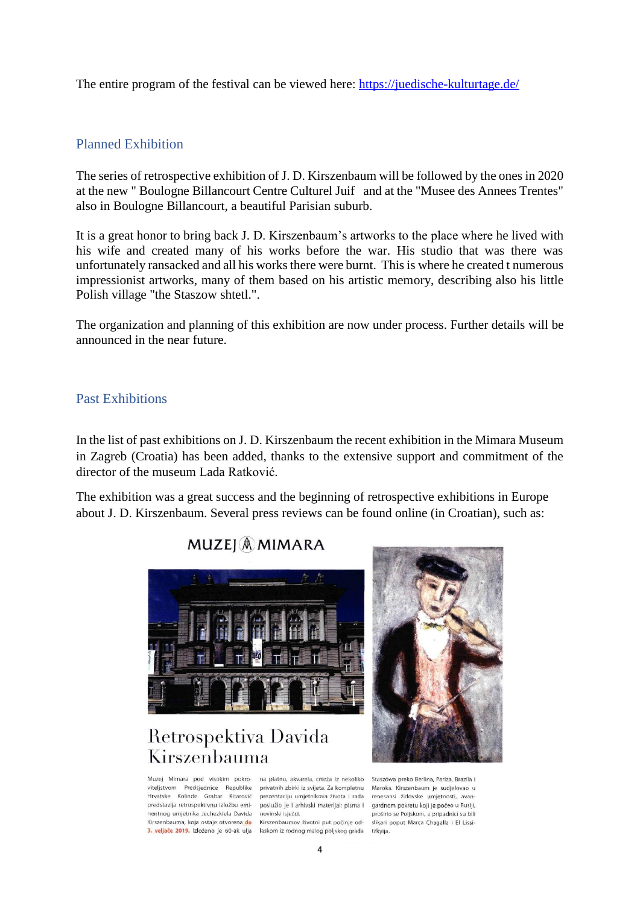The entire program of the festival can be viewed here: https://juedische-kulturtage.de/

## Planned Exhibition

The series of retrospective exhibition of J. D. Kirszenbaum will be followed by the ones in 2020 at the new " Boulogne Billancourt Centre Culturel Juif  and at the "Musee des Annees Trentes" also in Boulogne Billancourt, a beautiful Parisian suburb.

It is a great honor to bring back J. D. Kirszenbaum's artworks to the place where he lived with his wife and created many of his works before the war. His studio that was there was unfortunately ransacked and all his works there were burnt. This is where he created t numerous impressionist artworks, many of them based on his artistic memory, describing also his little Polish village "the Staszow shtetl.".

The organization and planning of this exhibition are now under process. Further details will be announced in the near future.

## Past Exhibitions

In the list of past exhibitions on J. D. Kirszenbaum the recent exhibition in the Mimara Museum in Zagreb (Croatia) has been added, thanks to the extensive support and commitment of the director of the museum Lada Ratković.

The exhibition was a great success and the beginning of retrospective exhibitions in Europe about J. D. Kirszenbaum. Several press reviews can be found online (in Croatian), such as:

MUZEJ MIMARA

# Retrospektiva Davida Kirszenbauma

Muzej Mimara pod visokim pokroviteljstvom Predsjednice Republike Hrvatske Kolinde Grabar Kitarović predstavlja retrospektivnu izložbu eminentnog umjetnika Jechezkiela Davida Kirszenbauma, koja ostaje otvorena do 3. veljače 2019. Izloženo je 60-ak ulja na platnu, akvarela, crteža iz nekoliko privatnih zbirki iz svijeta. Za kompletnu prezentaciju umjetnikova života i rada poslužio je i arhivski materijal: pisma i novinski isječci. Kirszenbaumov životni put počinje odlaskom iz rodnog malog poljskog grada Staszówa preko Berlina, Pariza, Brazila i Maroka. Kirszenbaum je sudjelovao u renesansi židovske umjetnosti, avangardnom pokretu koji je počeo u Rusiji, proširio se Poljskom, a pripadnici su bili slikari poput Marca Chagalla i El Lissitzkyja.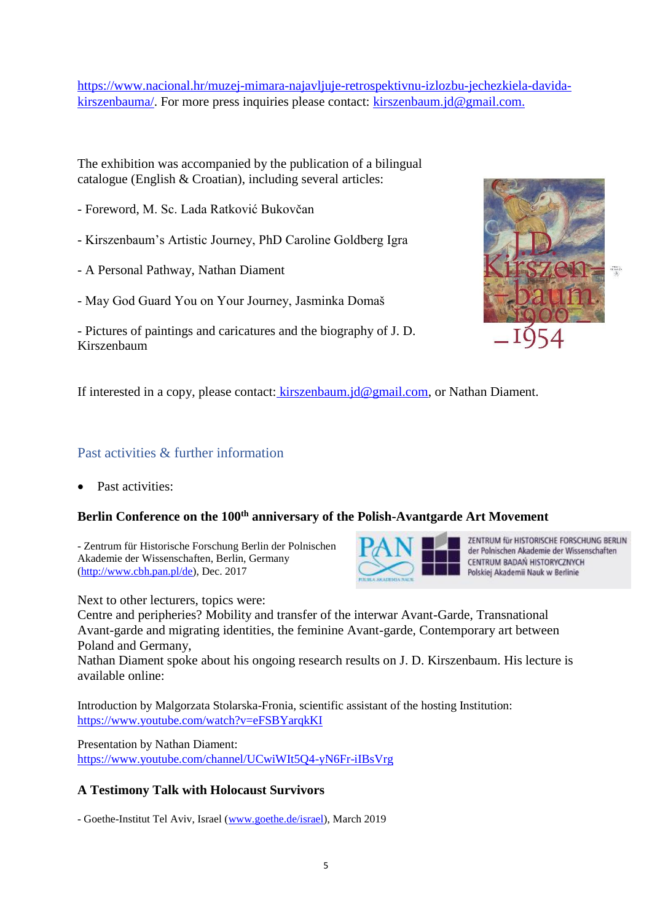https://www.nacional.hr/muzej-mimara-najavljuje-retrospektivnu-izlozbu-jechezkiela-davida-kirszenbauma/. For more press inquiries please contact: kirszenbaum.jd@gmail.com.

The exhibition was accompanied by the publication of a bilingual catalogue (English & Croatian), including several articles:

- Foreword, M. Sc. Lada Ratković Bukovčan

- Kirszenbaum's Artistic Journey, PhD Caroline Goldberg Igra

- A Personal Pathway, Nathan Diament

- May God Guard You on Your Journey, Jasminka Domaš

- Pictures of paintings and caricatures and the biography of J. D. Kirszenbaum

If interested in a copy, please contact: kirszenbaum.jd@gmail.com, or Nathan Diament.

## Past activities & further information

- Past activities:

### Berlin Conference on the 100th anniversary of the Polish-Avantgarde Art Movement

- Zentrum für Historische Forschung Berlin der Polnischen Akademie der Wissenschaften, Berlin, Germany (http://www.cbh.pan.pl/de), Dec. 2017

Next to other lecturers, topics were:
Centre and peripheries? Mobility and transfer of the interwar Avant-Garde, Transnational Avant-garde and migrating identities, the feminine Avant-garde, Contemporary art between Poland and Germany,
Nathan Diament spoke about his ongoing research results on J. D. Kirszenbaum. His lecture is available online:

Introduction by Malgorzata Stolarska-Fronia, scientific assistant of the hosting Institution: https://www.youtube.com/watch?v=eFSBYarqkKI

Presentation by Nathan Diament:
https://www.youtube.com/channel/UCwiWIt5Q4-yN6Fr-iIBsVrg

### A Testimony Talk with Holocaust Survivors

- Goethe-Institut Tel Aviv, Israel (www.goethe.de/israel), March 2019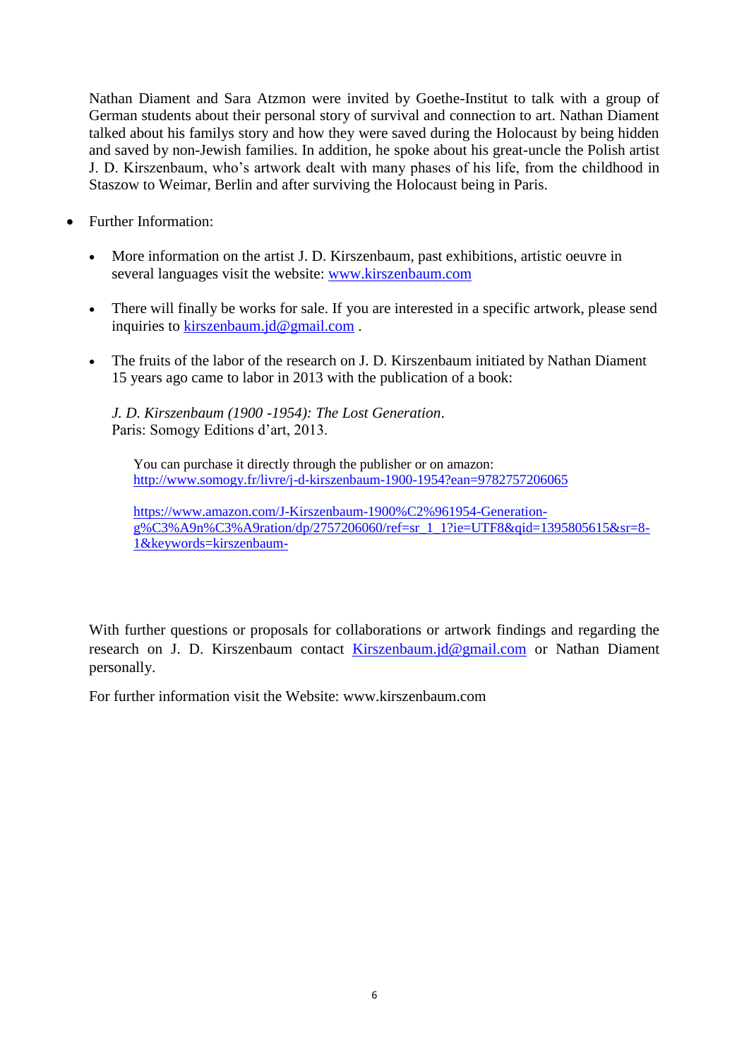Nathan Diament and Sara Atzmon were invited by Goethe-Institut to talk with a group of German students about their personal story of survival and connection to art. Nathan Diament talked about his familys story and how they were saved during the Holocaust by being hidden and saved by non-Jewish families. In addition, he spoke about his great-uncle the Polish artist J. D. Kirszenbaum, who's artwork dealt with many phases of his life, from the childhood in Staszow to Weimar, Berlin and after surviving the Holocaust being in Paris.

- Further Information:
  - More information on the artist J. D. Kirszenbaum, past exhibitions, artistic oeuvre in several languages visit the website: [www.kirszenbaum.com](www.kirszenbaum.com)
  - There will finally be works for sale. If you are interested in a specific artwork, please send inquiries to [kirszenbaum.jd@gmail.com](mailto:kirszenbaum.jd@gmail.com) .
  - The fruits of the labor of the research on J. D. Kirszenbaum initiated by Nathan Diament 15 years ago came to labor in 2013 with the publication of a book:

    *J. D. Kirszenbaum (1900 -1954): The Lost Generation*.
    Paris: Somogy Editions d'art, 2013.

    You can purchase it directly through the publisher or on amazon:
    [http://www.somogy.fr/livre/j-d-kirszenbaum-1900-1954?ean=9782757206065](http://www.somogy.fr/livre/j-d-kirszenbaum-1900-1954?ean=9782757206065)

    [https://www.amazon.com/J-Kirszenbaum-1900%C2%961954-Generation-g%C3%A9n%C3%A9ration/dp/2757206060/ref=sr_1_1?ie=UTF8&qid=1395805615&sr=8-1&keywords=kirszenbaum-](https://www.amazon.com/J-Kirszenbaum-1900%C2%961954-Generation-g%C3%A9n%C3%A9ration/dp/2757206060/ref=sr_1_1?ie=UTF8&qid=1395805615&sr=8-1&keywords=kirszenbaum-)

With further questions or proposals for collaborations or artwork findings and regarding the research on J. D. Kirszenbaum contact [Kirszenbaum.jd@gmail.com](mailto:Kirszenbaum.jd@gmail.com) or Nathan Diament personally.

For further information visit the Website: www.kirszenbaum.com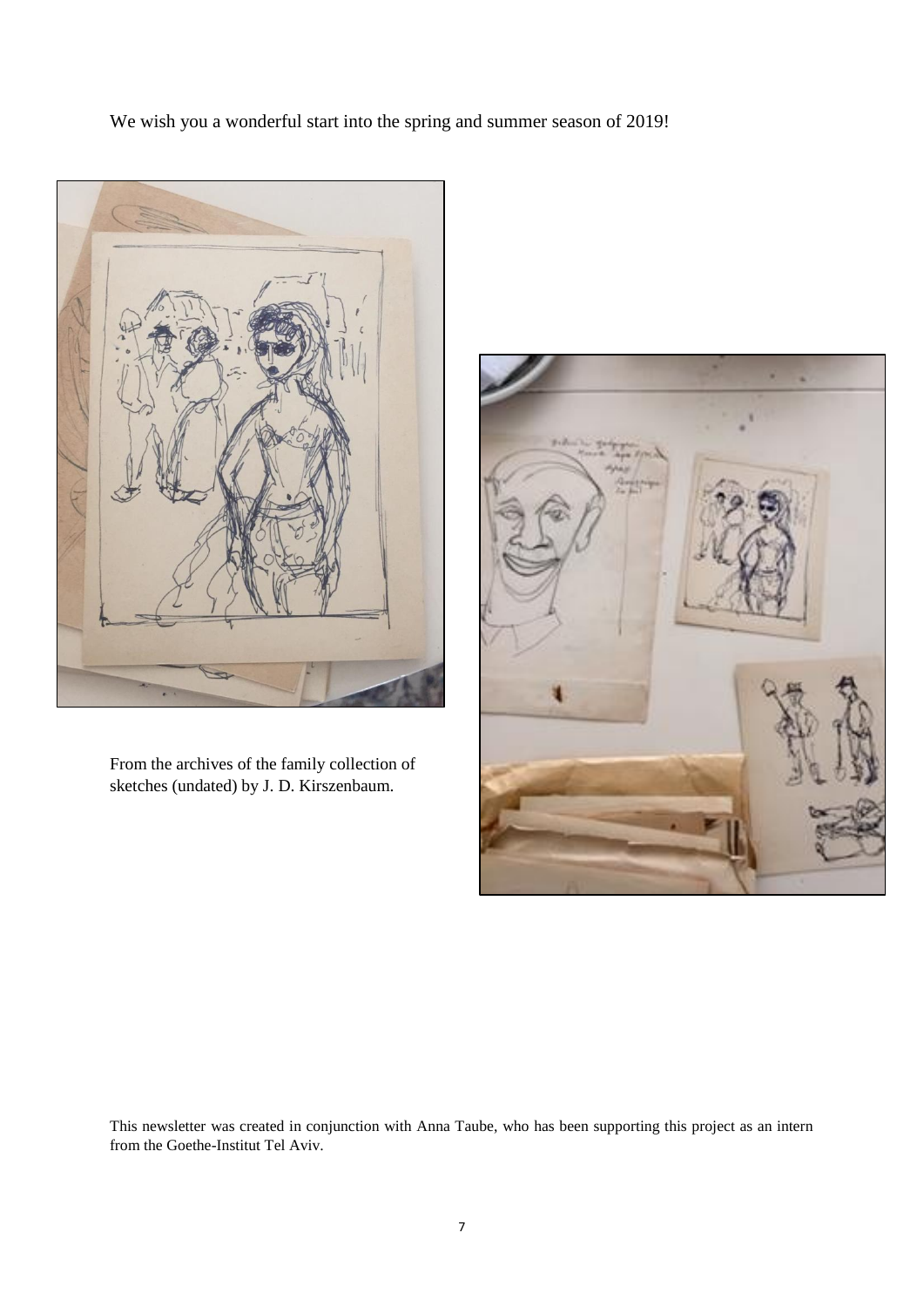We wish you a wonderful start into the spring and summer season of 2019!

From the archives of the family collection of sketches (undated) by J. D. Kirszenbaum.

This newsletter was created in conjunction with Anna Taube, who has been supporting this project as an intern from the Goethe-Institut Tel Aviv.